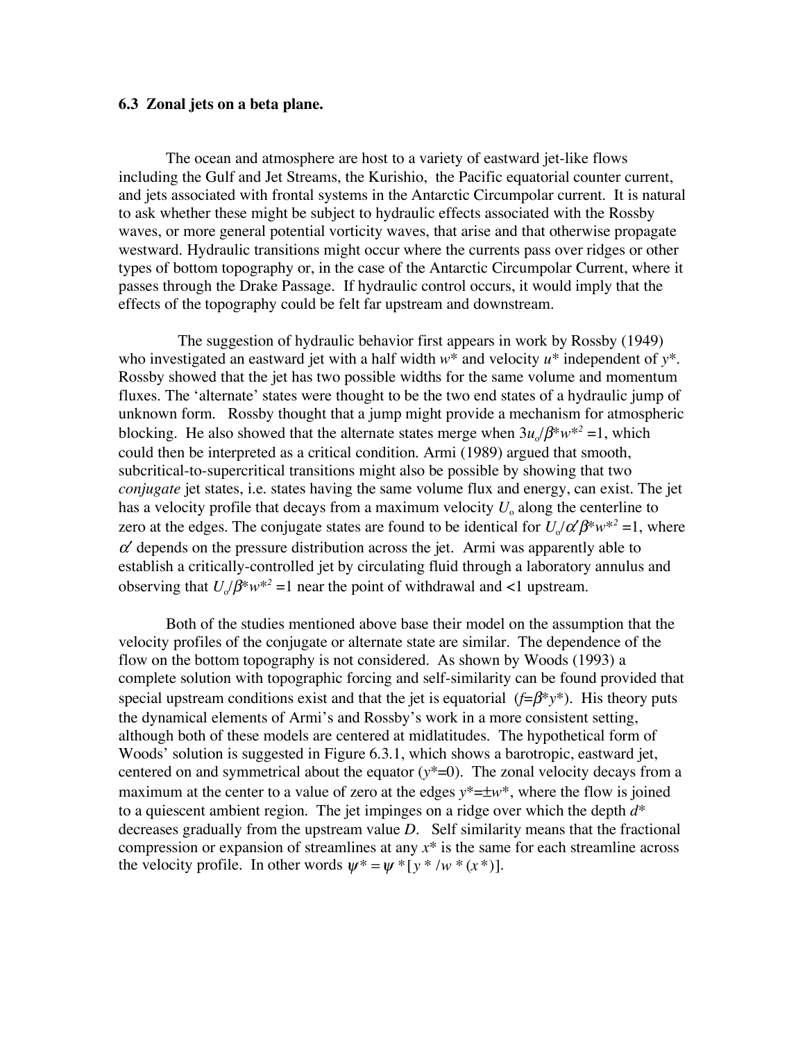### 6.3 Zonal jets on a beta plane.

The ocean and atmosphere are host to a variety of eastward jet-like flows including the Gulf and Jet Streams, the Kurishio, the Pacific equatorial counter current, and jets associated with frontal systems in the Antarctic Circumpolar current. It is natural to ask whether these might be subject to hydraulic effects associated with the Rossby waves, or more general potential vorticity waves, that arise and that otherwise propagate westward. Hydraulic transitions might occur where the currents pass over ridges or other types of bottom topography or, in the case of the Antarctic Circumpolar Current, where it passes through the Drake Passage. If hydraulic control occurs, it would imply that the effects of the topography could be felt far upstream and downstream.

The suggestion of hydraulic behavior first appears in work by Rossby (1949) who investigated an eastward jet with a half width $w^*$ and velocity $u^*$ independent of $y^*$. Rossby showed that the jet has two possible widths for the same volume and momentum fluxes. The 'alternate' states were thought to be the two end states of a hydraulic jump of unknown form. Rossby thought that a jump might provide a mechanism for atmospheric blocking. He also showed that the alternate states merge when $3u_o/\beta^*w^{*2}=1$, which could then be interpreted as a critical condition. Armi (1989) argued that smooth, subcritical-to-supercritical transitions might also be possible by showing that two *conjugate* jet states, i.e. states having the same volume flux and energy, can exist. The jet has a velocity profile that decays from a maximum velocity $U_o$ along the centerline to zero at the edges. The conjugate states are found to be identical for $U_o/\alpha'\beta^*w^{*2}=1$, where $\alpha'$ depends on the pressure distribution across the jet. Armi was apparently able to establish a critically-controlled jet by circulating fluid through a laboratory annulus and observing that $U_o/\beta^*w^{*2}=1$ near the point of withdrawal and <1 upstream.

Both of the studies mentioned above base their model on the assumption that the velocity profiles of the conjugate or alternate state are similar. The dependence of the flow on the bottom topography is not considered. As shown by Woods (1993) a complete solution with topographic forcing and self-similarity can be found provided that special upstream conditions exist and that the jet is equatorial ($f=\beta^*y^*$). His theory puts the dynamical elements of Armi's and Rossby's work in a more consistent setting, although both of these models are centered at midlatitudes. The hypothetical form of Woods' solution is suggested in Figure 6.3.1, which shows a barotropic, eastward jet, centered on and symmetrical about the equator ($y^*=0$). The zonal velocity decays from a maximum at the center to a value of zero at the edges $y^*=\pm w^*$, where the flow is joined to a quiescent ambient region. The jet impinges on a ridge over which the depth $d^*$ decreases gradually from the upstream value $D$. Self similarity means that the fractional compression or expansion of streamlines at any $x^*$ is the same for each streamline across the velocity profile. In other words $\psi^*=\psi^*[y^*/w^*(x^*)]$.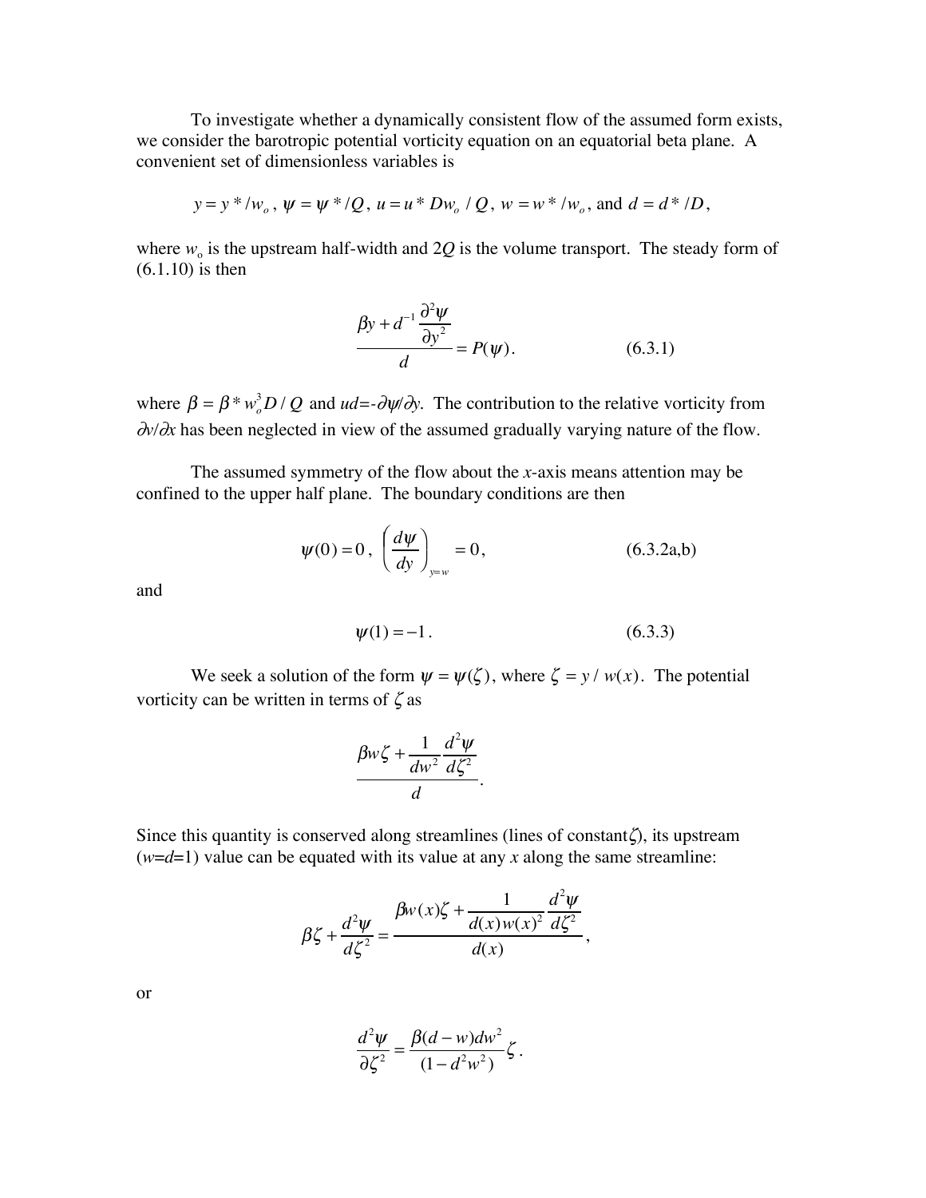To investigate whether a dynamically consistent flow of the assumed form exists, we consider the barotropic potential vorticity equation on an equatorial beta plane. A convenient set of dimensionless variables is

$$y = y^*/w_o\,,\ \psi = \psi^*/Q\,,\ u = u^* D w_o / Q\,,\ w = w^*/w_o\,, \text{ and } d = d^*/D\,,$$

where $w_o$ is the upstream half-width and $2Q$ is the volume transport. The steady form of (6.1.10) is then

$$\frac{\beta y + d^{-1}\dfrac{\partial^2 \psi}{\partial y^2}}{d} = P(\psi). \qquad (6.3.1)$$

where $\beta = \beta^* w_o^3 D / Q$ and $ud=-\partial\psi/\partial y$. The contribution to the relative vorticity from $\partial v/\partial x$ has been neglected in view of the assumed gradually varying nature of the flow.

The assumed symmetry of the flow about the *x*-axis means attention may be confined to the upper half plane. The boundary conditions are then

$$\psi(0) = 0\,,\ \left(\frac{d\psi}{dy}\right)_{y=w} = 0\,, \qquad (6.3.2\text{a,b})$$

and

$$\psi(1) = -1\,. \qquad (6.3.3)$$

We seek a solution of the form $\psi = \psi(\zeta)$, where $\zeta = y/w(x)$. The potential vorticity can be written in terms of $\zeta$ as

$$\frac{\beta w \zeta + \dfrac{1}{dw^2}\dfrac{d^2\psi}{d\zeta^2}}{d}.$$

Since this quantity is conserved along streamlines (lines of constant $\zeta$), its upstream ($w$=$d$=1) value can be equated with its value at any *x* along the same streamline:

$$\beta\zeta + \frac{d^2\psi}{d\zeta^2} = \frac{\beta w(x)\zeta + \dfrac{1}{d(x)w(x)^2}\dfrac{d^2\psi}{d\zeta^2}}{d(x)}\,,$$

or

$$\frac{d^2\psi}{\partial\zeta^2} = \frac{\beta(d-w)dw^2}{(1-d^2w^2)}\zeta\,.$$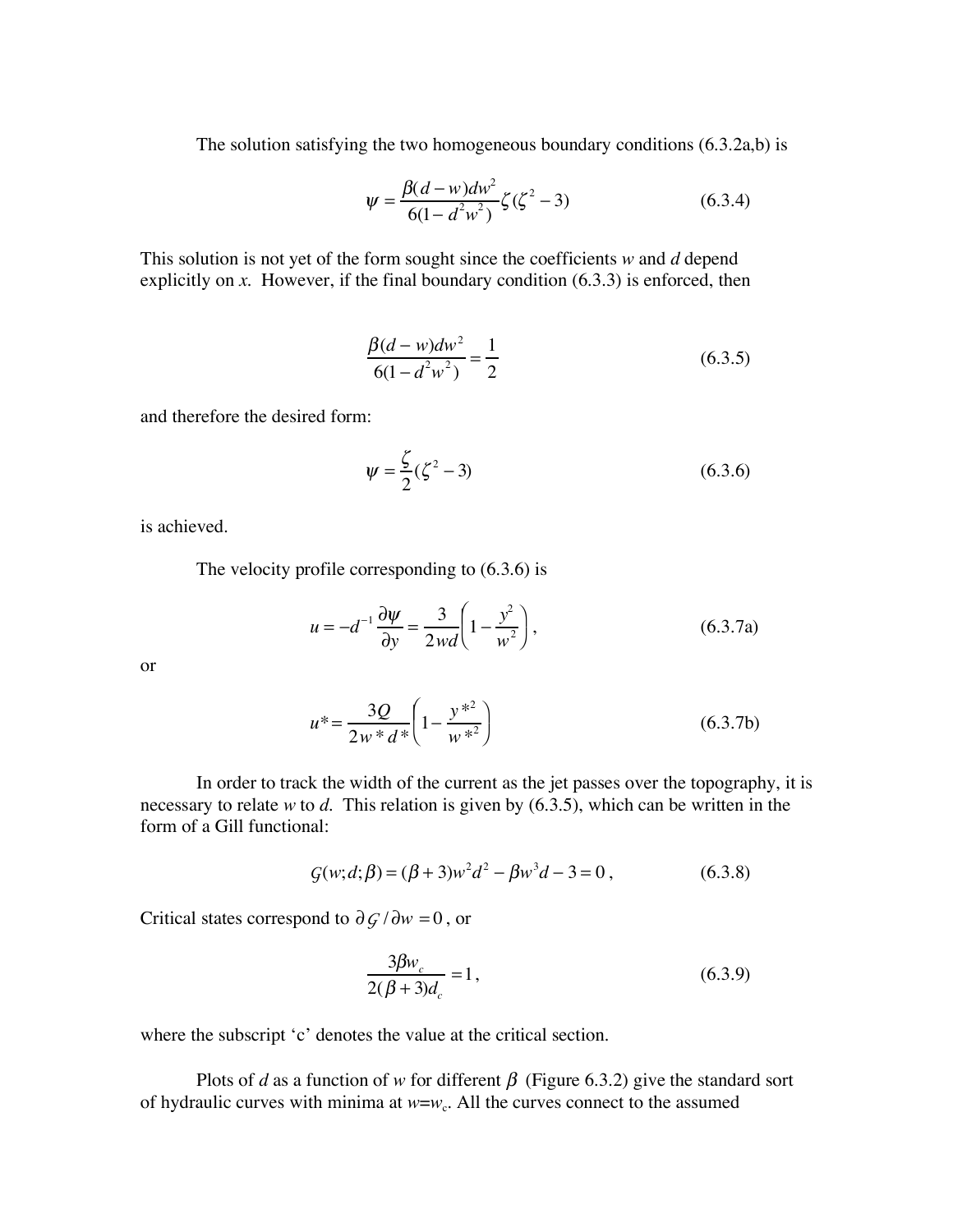The solution satisfying the two homogeneous boundary conditions (6.3.2a,b) is

$$\psi = \frac{\beta(d-w)dw^2}{6(1-d^2w^2)}\zeta(\zeta^2-3) \tag{6.3.4}$$

This solution is not yet of the form sought since the coefficients *w* and *d* depend explicitly on *x*. However, if the final boundary condition (6.3.3) is enforced, then

$$\frac{\beta(d-w)dw^2}{6(1-d^2w^2)} = \frac{1}{2} \tag{6.3.5}$$

and therefore the desired form:

$$\psi = \frac{\zeta}{2}(\zeta^2-3) \tag{6.3.6}$$

is achieved.

The velocity profile corresponding to (6.3.6) is

$$u = -d^{-1}\frac{\partial\psi}{\partial y} = \frac{3}{2wd}\left(1-\frac{y^2}{w^2}\right), \tag{6.3.7a}$$

or

$$u^* = \frac{3Q}{2w^*d^*}\left(1-\frac{y^{*2}}{w^{*2}}\right) \tag{6.3.7b}$$

In order to track the width of the current as the jet passes over the topography, it is necessary to relate *w* to *d*. This relation is given by (6.3.5), which can be written in the form of a Gill functional:

$$\mathcal{G}(w;d;\beta) = (\beta+3)w^2d^2 - \beta w^3 d - 3 = 0\,, \tag{6.3.8}$$

Critical states correspond to $\partial\mathcal{G}/\partial w = 0$, or

$$\frac{3\beta w_c}{2(\beta+3)d_c} = 1\,, \tag{6.3.9}$$

where the subscript 'c' denotes the value at the critical section.

Plots of *d* as a function of *w* for different $\beta$ (Figure 6.3.2) give the standard sort of hydraulic curves with minima at $w$=$w_c$. All the curves connect to the assumed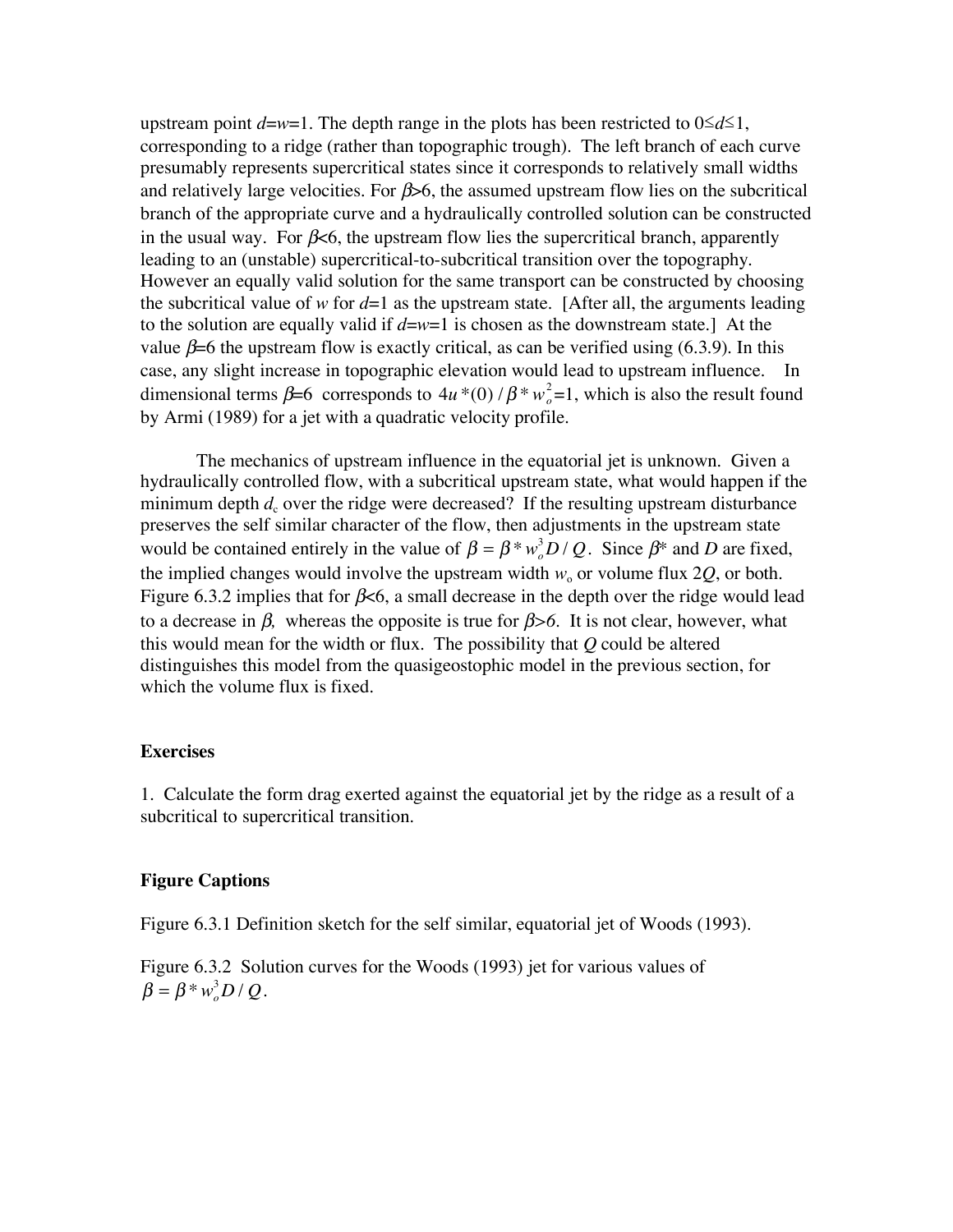upstream point $d$=$w$=1. The depth range in the plots has been restricted to $0 \le d \le 1$, corresponding to a ridge (rather than topographic trough). The left branch of each curve presumably represents supercritical states since it corresponds to relatively small widths and relatively large velocities. For $\beta$>6, the assumed upstream flow lies on the subcritical branch of the appropriate curve and a hydraulically controlled solution can be constructed in the usual way. For $\beta$<6, the upstream flow lies the supercritical branch, apparently leading to an (unstable) supercritical-to-subcritical transition over the topography. However an equally valid solution for the same transport can be constructed by choosing the subcritical value of $w$ for $d$=1 as the upstream state. [After all, the arguments leading to the solution are equally valid if $d$=$w$=1 is chosen as the downstream state.] At the value $\beta$=6 the upstream flow is exactly critical, as can be verified using (6.3.9). In this case, any slight increase in topographic elevation would lead to upstream influence. In dimensional terms $\beta$=6 corresponds to $4u^*(0)/\beta^* w_o^2$=1, which is also the result found by Armi (1989) for a jet with a quadratic velocity profile.

The mechanics of upstream influence in the equatorial jet is unknown. Given a hydraulically controlled flow, with a subcritical upstream state, what would happen if the minimum depth $d_c$ over the ridge were decreased? If the resulting upstream disturbance preserves the self similar character of the flow, then adjustments in the upstream state would be contained entirely in the value of $\beta = \beta^* w_o^3 D / Q$. Since $\beta^*$ and $D$ are fixed, the implied changes would involve the upstream width $w_o$ or volume flux $2Q$, or both. Figure 6.3.2 implies that for $\beta$<6, a small decrease in the depth over the ridge would lead to a decrease in $\beta$, whereas the opposite is true for $\beta$>6. It is not clear, however, what this would mean for the width or flux. The possibility that $Q$ could be altered distinguishes this model from the quasigeostophic model in the previous section, for which the volume flux is fixed.

**Exercises**

1. Calculate the form drag exerted against the equatorial jet by the ridge as a result of a subcritical to supercritical transition.

**Figure Captions**

Figure 6.3.1 Definition sketch for the self similar, equatorial jet of Woods (1993).

Figure 6.3.2 Solution curves for the Woods (1993) jet for various values of $\beta = \beta^* w_o^3 D / Q$.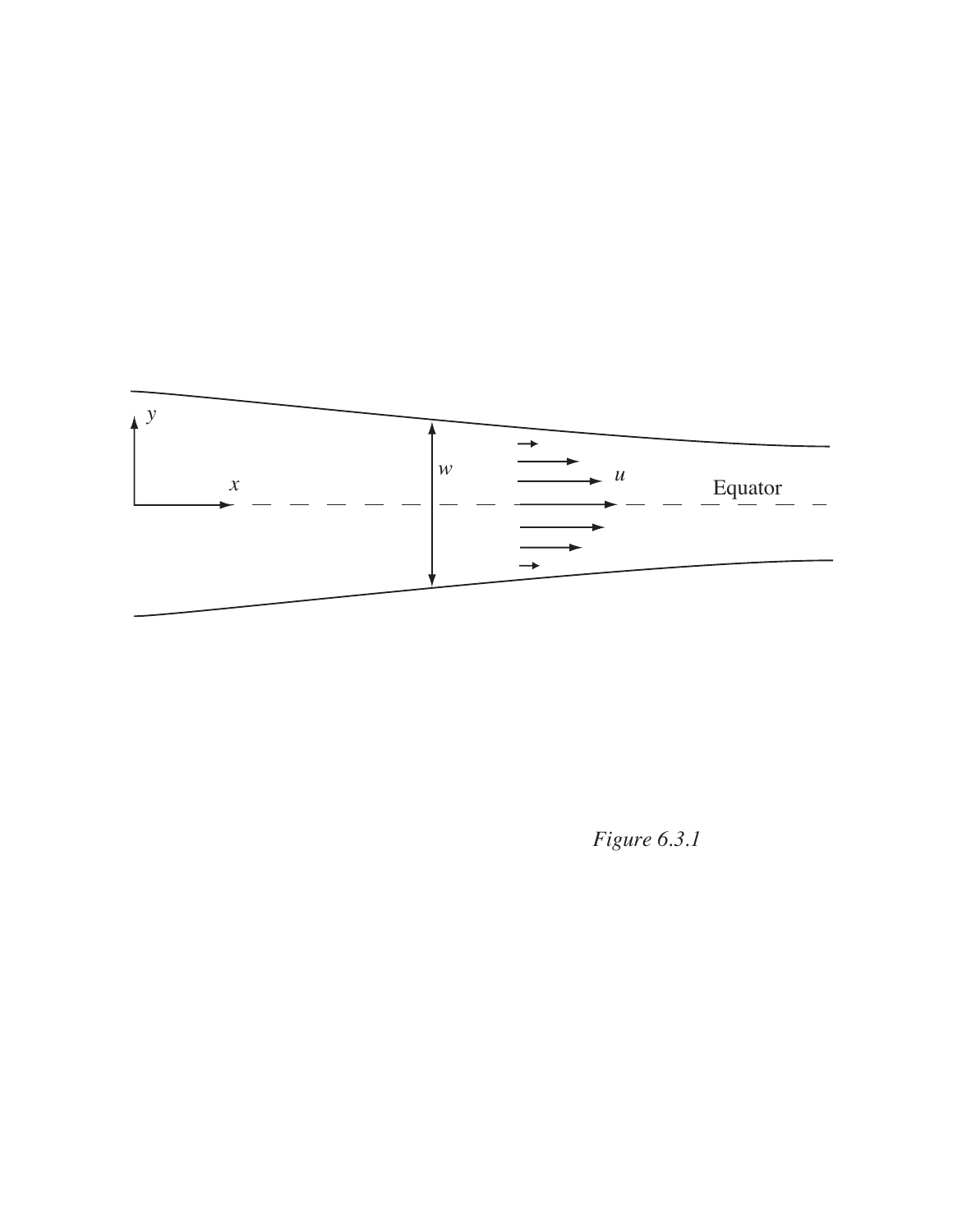*Figure 6.3.1*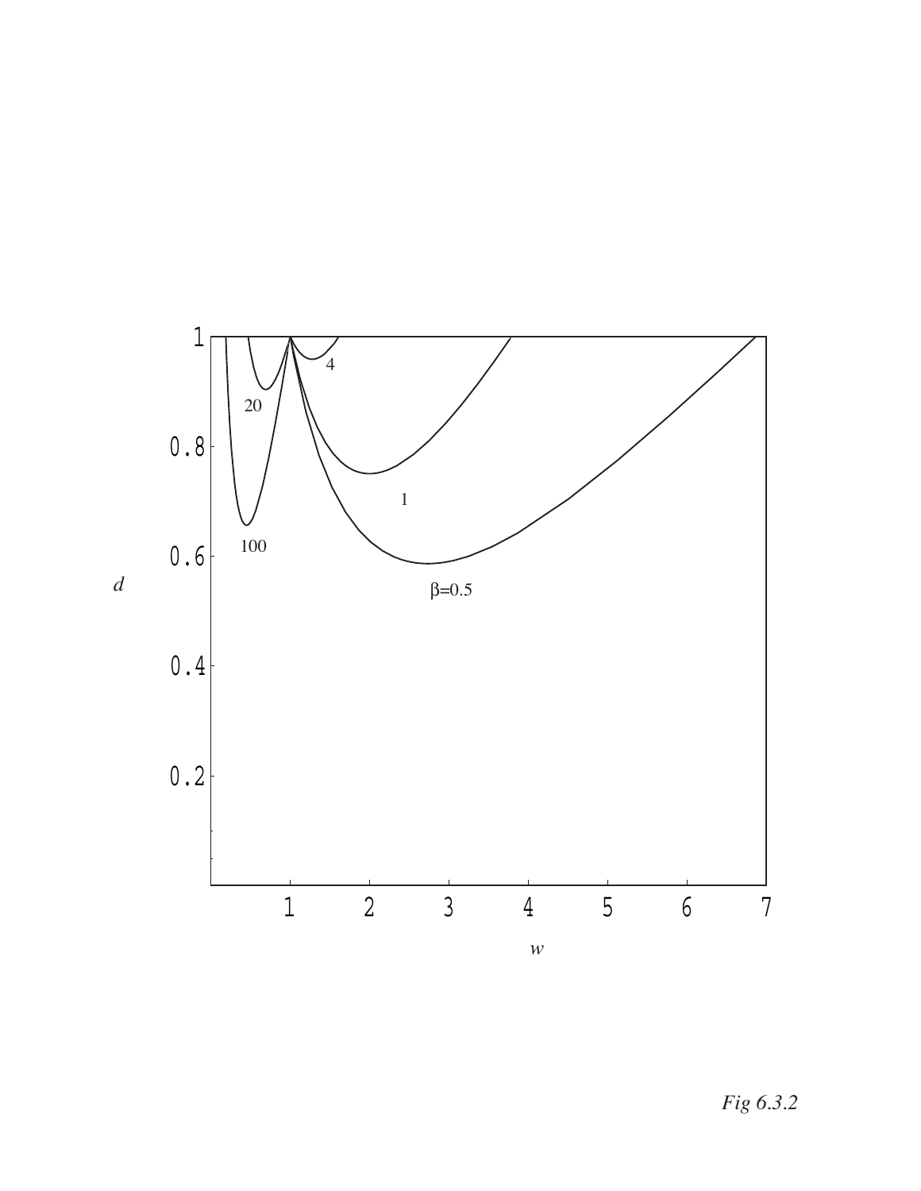1

0.8

0.6

0.4

0.2

$d$

1 2 3 4 5 6 7

$w$

4

20

1

100

$\beta$=0.5

*Fig 6.3.2*